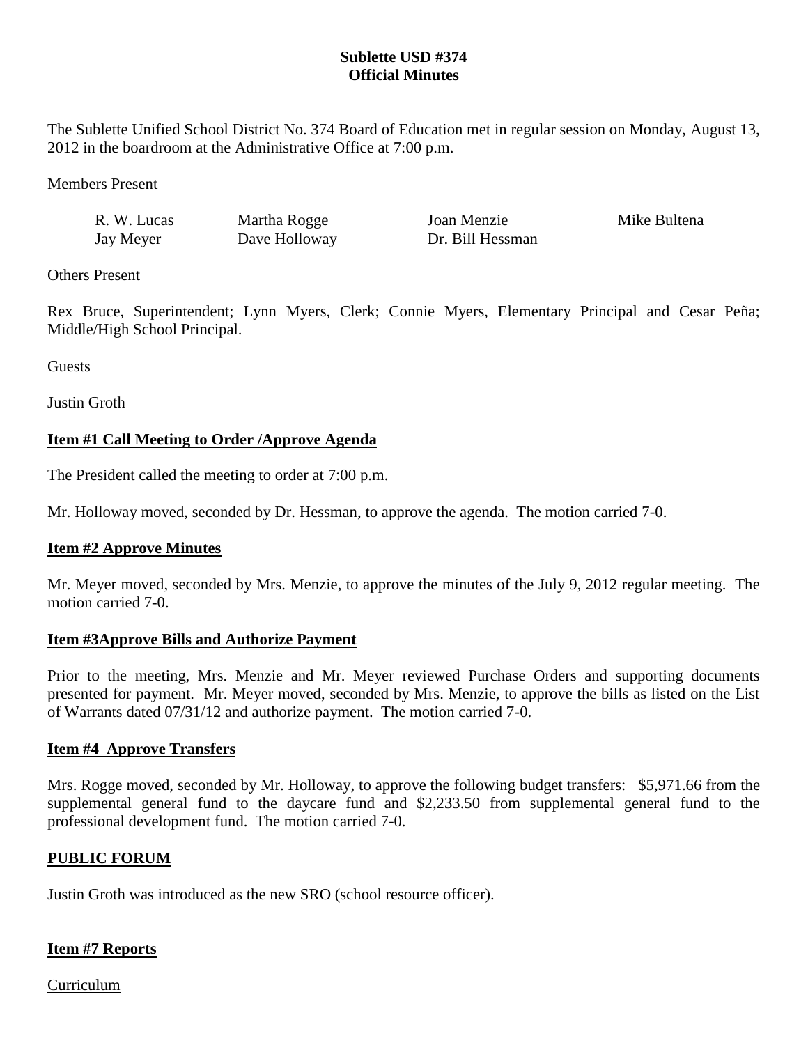**Sublette USD #374**
**Official Minutes**

The Sublette Unified School District No. 374 Board of Education met in regular session on Monday, August 13, 2012 in the boardroom at the Administrative Office at 7:00 p.m.

Members Present

| | | | |
|---|---|---|---|
| R. W. Lucas | Martha Rogge | Joan Menzie | Mike Bultena |
| Jay Meyer | Dave Holloway | Dr. Bill Hessman | |

Others Present

Rex Bruce, Superintendent; Lynn Myers, Clerk; Connie Myers, Elementary Principal and Cesar Peña; Middle/High School Principal.

Guests

Justin Groth

**Item #1 Call Meeting to Order /Approve Agenda**

The President called the meeting to order at 7:00 p.m.

Mr. Holloway moved, seconded by Dr. Hessman, to approve the agenda. The motion carried 7-0.

**Item #2 Approve Minutes**

Mr. Meyer moved, seconded by Mrs. Menzie, to approve the minutes of the July 9, 2012 regular meeting. The motion carried 7-0.

**Item #3Approve Bills and Authorize Payment**

Prior to the meeting, Mrs. Menzie and Mr. Meyer reviewed Purchase Orders and supporting documents presented for payment. Mr. Meyer moved, seconded by Mrs. Menzie, to approve the bills as listed on the List of Warrants dated 07/31/12 and authorize payment. The motion carried 7-0.

**Item #4 Approve Transfers**

Mrs. Rogge moved, seconded by Mr. Holloway, to approve the following budget transfers: $5,971.66 from the supplemental general fund to the daycare fund and $2,233.50 from supplemental general fund to the professional development fund. The motion carried 7-0.

**PUBLIC FORUM**

Justin Groth was introduced as the new SRO (school resource officer).

**Item #7 Reports**

Curriculum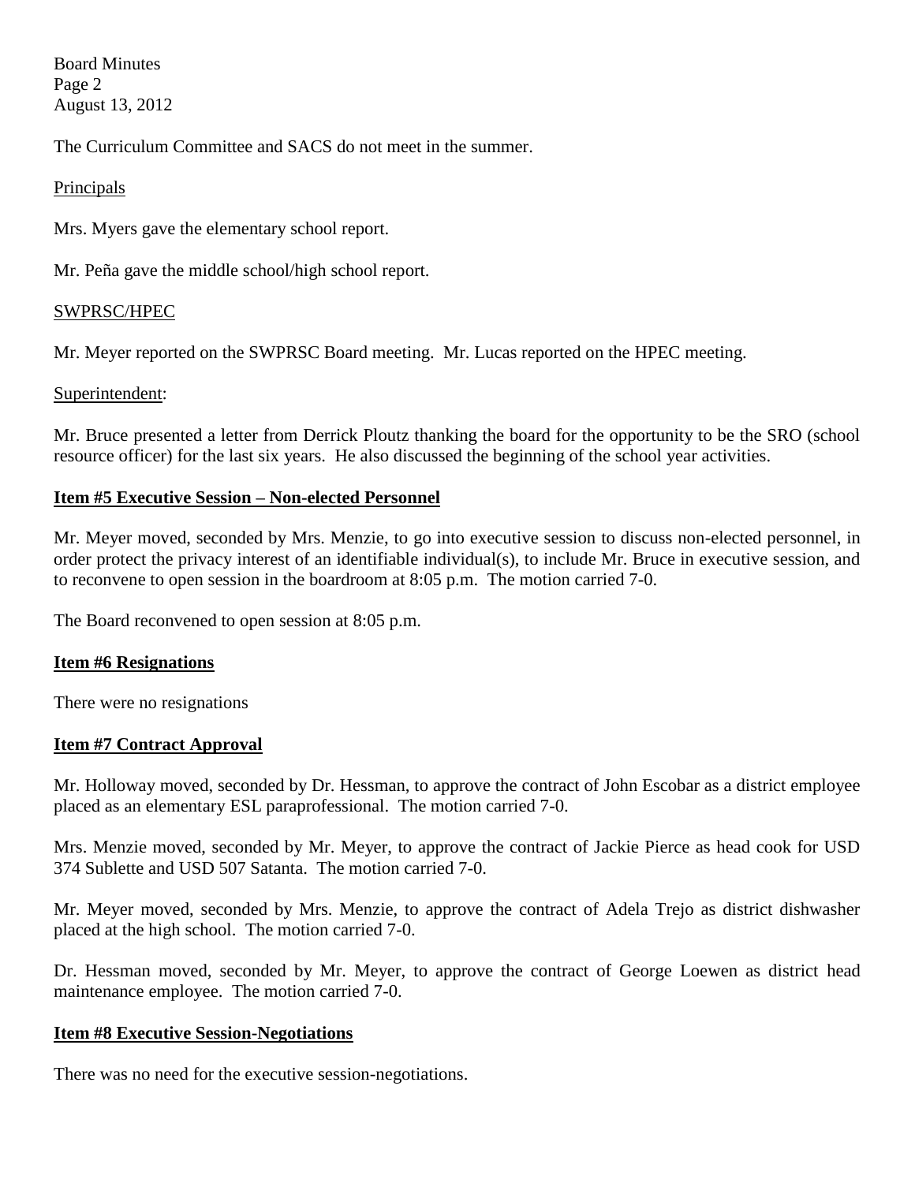The Curriculum Committee and SACS do not meet in the summer.

Principals

Mrs. Myers gave the elementary school report.

Mr. Peña gave the middle school/high school report.

SWPRSC/HPEC

Mr. Meyer reported on the SWPRSC Board meeting. Mr. Lucas reported on the HPEC meeting.

Superintendent:

Mr. Bruce presented a letter from Derrick Ploutz thanking the board for the opportunity to be the SRO (school resource officer) for the last six years. He also discussed the beginning of the school year activities.

**Item #5 Executive Session – Non-elected Personnel**

Mr. Meyer moved, seconded by Mrs. Menzie, to go into executive session to discuss non-elected personnel, in order protect the privacy interest of an identifiable individual(s), to include Mr. Bruce in executive session, and to reconvene to open session in the boardroom at 8:05 p.m. The motion carried 7-0.

The Board reconvened to open session at 8:05 p.m.

**Item #6 Resignations**

There were no resignations

**Item #7 Contract Approval**

Mr. Holloway moved, seconded by Dr. Hessman, to approve the contract of John Escobar as a district employee placed as an elementary ESL paraprofessional. The motion carried 7-0.

Mrs. Menzie moved, seconded by Mr. Meyer, to approve the contract of Jackie Pierce as head cook for USD 374 Sublette and USD 507 Satanta. The motion carried 7-0.

Mr. Meyer moved, seconded by Mrs. Menzie, to approve the contract of Adela Trejo as district dishwasher placed at the high school. The motion carried 7-0.

Dr. Hessman moved, seconded by Mr. Meyer, to approve the contract of George Loewen as district head maintenance employee. The motion carried 7-0.

**Item #8 Executive Session-Negotiations**

There was no need for the executive session-negotiations.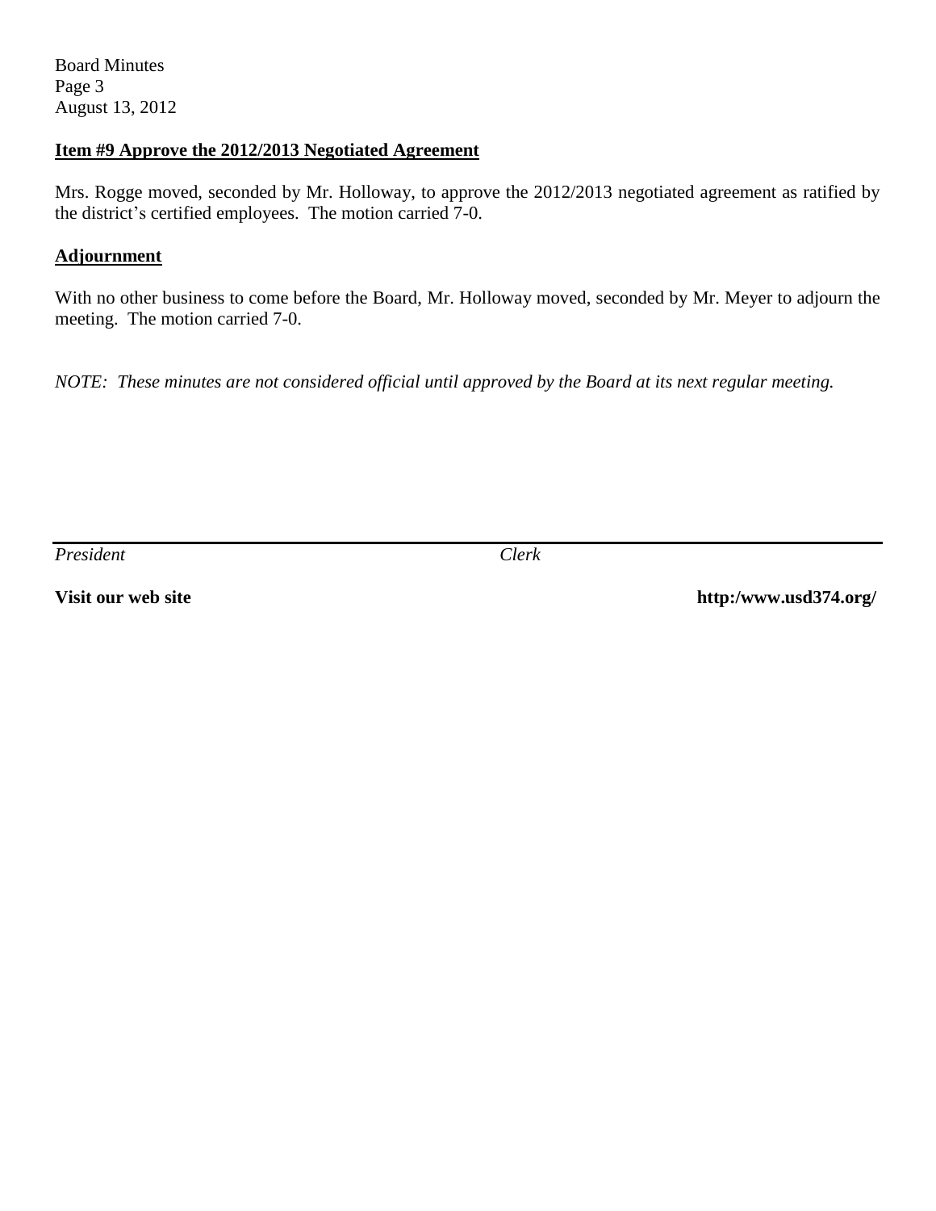**Item #9 Approve the 2012/2013 Negotiated Agreement**

Mrs. Rogge moved, seconded by Mr. Holloway, to approve the 2012/2013 negotiated agreement as ratified by the district's certified employees. The motion carried 7-0.

**Adjournment**

With no other business to come before the Board, Mr. Holloway moved, seconded by Mr. Meyer to adjourn the meeting. The motion carried 7-0.

*NOTE: These minutes are not considered official until approved by the Board at its next regular meeting.*

*President* *Clerk*

**Visit our web site** **http:/www.usd374.org/**